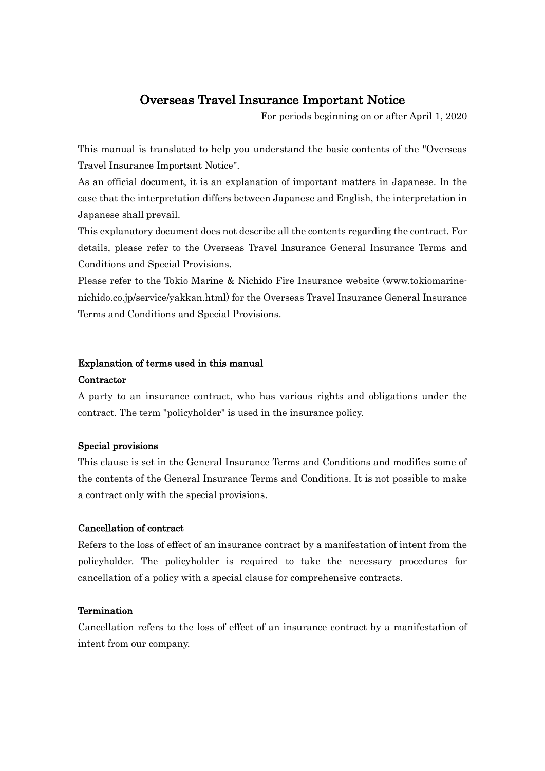# Overseas Travel Insurance Important Notice

For periods beginning on or after April 1, 2020

This manual is translated to help you understand the basic contents of the "Overseas Travel Insurance Important Notice".

As an official document, it is an explanation of important matters in Japanese. In the case that the interpretation differs between Japanese and English, the interpretation in Japanese shall prevail.

This explanatory document does not describe all the contents regarding the contract. For details, please refer to the Overseas Travel Insurance General Insurance Terms and Conditions and Special Provisions.

Please refer to the Tokio Marine & Nichido Fire Insurance website (www.tokiomarine-nichido.co.jp/service/yakkan.html) for the Overseas Travel Insurance General Insurance Terms and Conditions and Special Provisions.

## Explanation of terms used in this manual

### Contractor

A party to an insurance contract, who has various rights and obligations under the contract. The term "policyholder" is used in the insurance policy.

### Special provisions

This clause is set in the General Insurance Terms and Conditions and modifies some of the contents of the General Insurance Terms and Conditions. It is not possible to make a contract only with the special provisions.

### Cancellation of contract

Refers to the loss of effect of an insurance contract by a manifestation of intent from the policyholder. The policyholder is required to take the necessary procedures for cancellation of a policy with a special clause for comprehensive contracts.

### Termination

Cancellation refers to the loss of effect of an insurance contract by a manifestation of intent from our company.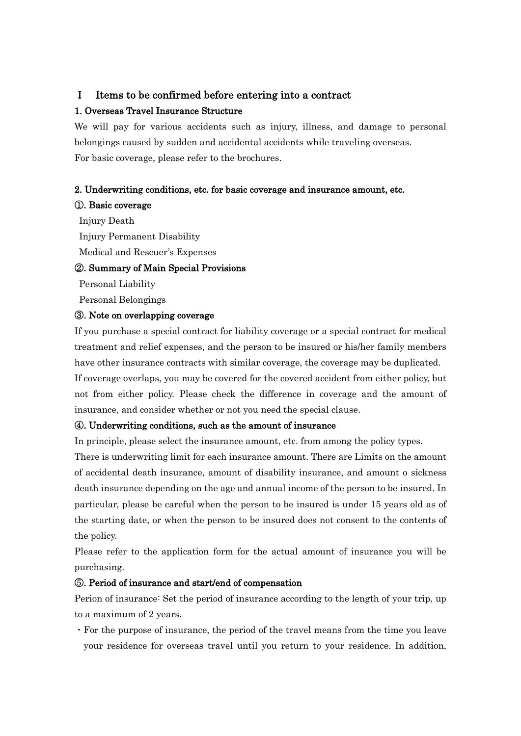# Ⅰ Items to be confirmed before entering into a contract

## 1. Overseas Travel Insurance Structure

We will pay for various accidents such as injury, illness, and damage to personal belongings caused by sudden and accidental accidents while traveling overseas.
For basic coverage, please refer to the brochures.

## 2. Underwriting conditions, etc. for basic coverage and insurance amount, etc.

### ①. Basic coverage

Injury Death
Injury Permanent Disability
Medical and Rescuer's Expenses

### ②. Summary of Main Special Provisions

Personal Liability
Personal Belongings

### ③. Note on overlapping coverage

If you purchase a special contract for liability coverage or a special contract for medical treatment and relief expenses, and the person to be insured or his/her family members have other insurance contracts with similar coverage, the coverage may be duplicated.
If coverage overlaps, you may be covered for the covered accident from either policy, but not from either policy. Please check the difference in coverage and the amount of insurance, and consider whether or not you need the special clause.

### ④. Underwriting conditions, such as the amount of insurance

In principle, please select the insurance amount, etc. from among the policy types.
There is underwriting limit for each insurance amount. There are Limits on the amount of accidental death insurance, amount of disability insurance, and amount o sickness death insurance depending on the age and annual income of the person to be insured. In particular, please be careful when the person to be insured is under 15 years old as of the starting date, or when the person to be insured does not consent to the contents of the policy.
Please refer to the application form for the actual amount of insurance you will be purchasing.

### ⑤. Period of insurance and start/end of compensation

Perion of insurance: Set the period of insurance according to the length of your trip, up to a maximum of 2 years.

・For the purpose of insurance, the period of the travel means from the time you leave your residence for overseas travel until you return to your residence. In addition,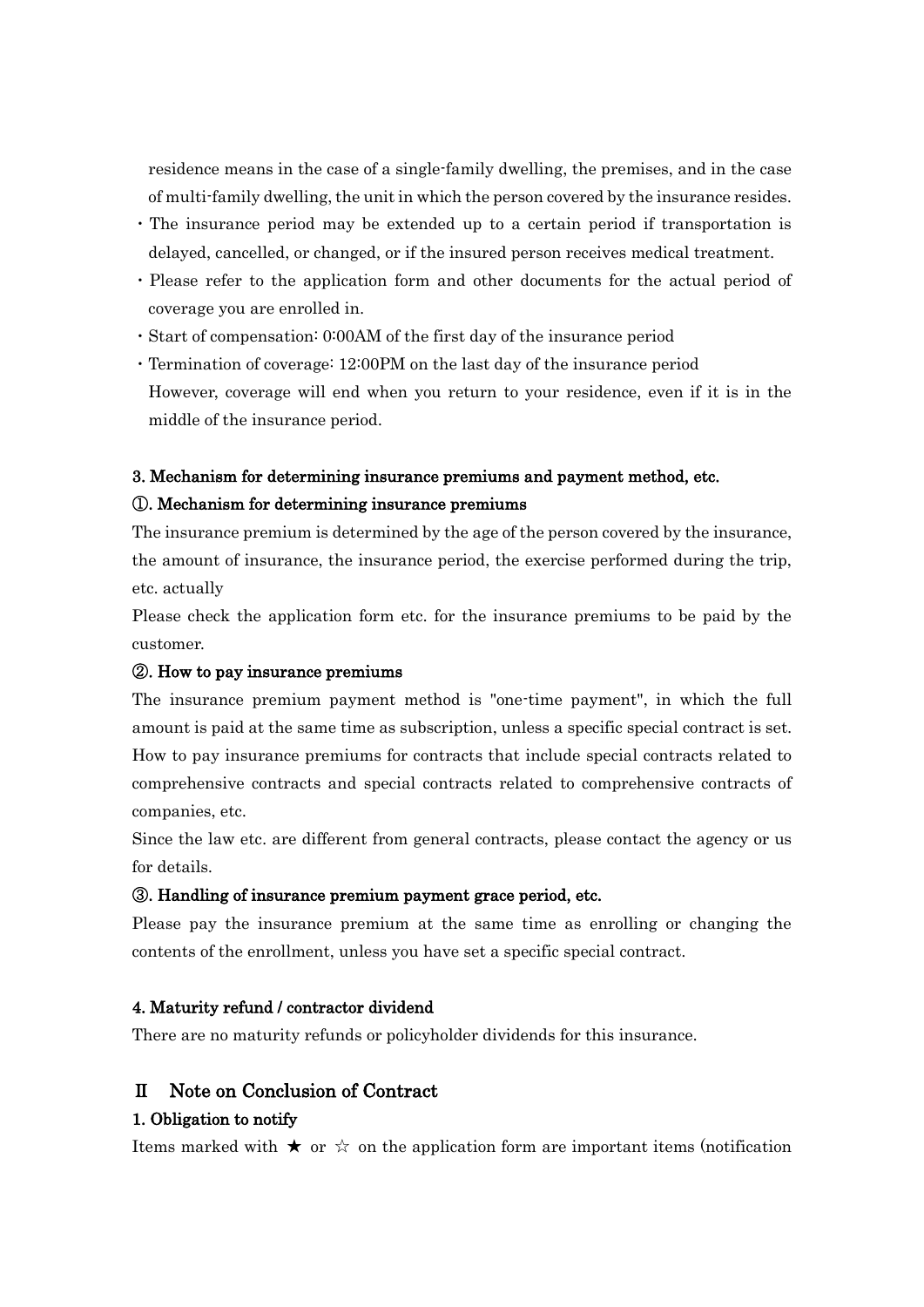residence means in the case of a single-family dwelling, the premises, and in the case of multi-family dwelling, the unit in which the person covered by the insurance resides.

- The insurance period may be extended up to a certain period if transportation is delayed, cancelled, or changed, or if the insured person receives medical treatment.
- Please refer to the application form and other documents for the actual period of coverage you are enrolled in.
- Start of compensation: 0:00AM of the first day of the insurance period
- Termination of coverage: 12:00PM on the last day of the insurance period
  However, coverage will end when you return to your residence, even if it is in the middle of the insurance period.

**3. Mechanism for determining insurance premiums and payment method, etc.**

**①. Mechanism for determining insurance premiums**

The insurance premium is determined by the age of the person covered by the insurance, the amount of insurance, the insurance period, the exercise performed during the trip, etc. actually

Please check the application form etc. for the insurance premiums to be paid by the customer.

**②. How to pay insurance premiums**

The insurance premium payment method is "one-time payment", in which the full amount is paid at the same time as subscription, unless a specific special contract is set. How to pay insurance premiums for contracts that include special contracts related to comprehensive contracts and special contracts related to comprehensive contracts of companies, etc.

Since the law etc. are different from general contracts, please contact the agency or us for details.

**③. Handling of insurance premium payment grace period, etc.**

Please pay the insurance premium at the same time as enrolling or changing the contents of the enrollment, unless you have set a specific special contract.

**4. Maturity refund / contractor dividend**

There are no maturity refunds or policyholder dividends for this insurance.

## Ⅱ Note on Conclusion of Contract

**1. Obligation to notify**

Items marked with ★ or ☆ on the application form are important items (notification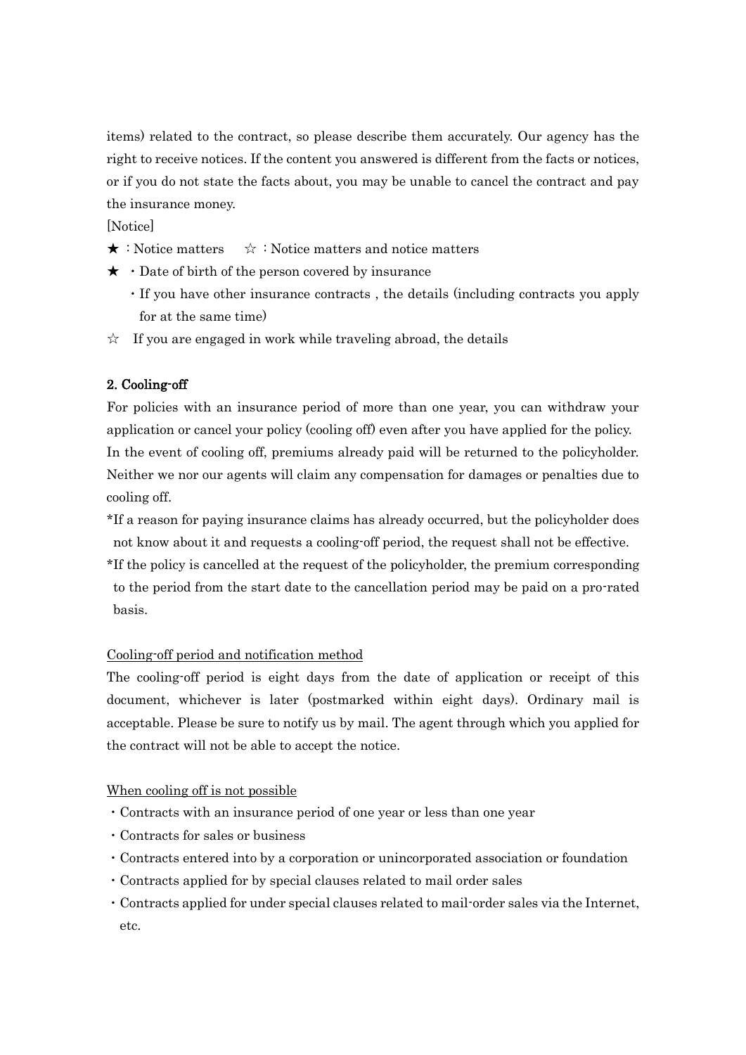items) related to the contract, so please describe them accurately. Our agency has the right to receive notices. If the content you answered is different from the facts or notices, or if you do not state the facts about, you may be unable to cancel the contract and pay the insurance money.

[Notice]

★ : Notice matters ☆ : Notice matters and notice matters

★ ・Date of birth of the person covered by insurance
  ・If you have other insurance contracts , the details (including contracts you apply for at the same time)

☆ If you are engaged in work while traveling abroad, the details

## 2. Cooling-off

For policies with an insurance period of more than one year, you can withdraw your application or cancel your policy (cooling off) even after you have applied for the policy. In the event of cooling off, premiums already paid will be returned to the policyholder. Neither we nor our agents will claim any compensation for damages or penalties due to cooling off.

*If a reason for paying insurance claims has already occurred, but the policyholder does not know about it and requests a cooling-off period, the request shall not be effective.

*If the policy is cancelled at the request of the policyholder, the premium corresponding to the period from the start date to the cancellation period may be paid on a pro-rated basis.

<u>Cooling-off period and notification method</u>

The cooling-off period is eight days from the date of application or receipt of this document, whichever is later (postmarked within eight days). Ordinary mail is acceptable. Please be sure to notify us by mail. The agent through which you applied for the contract will not be able to accept the notice.

<u>When cooling off is not possible</u>

- Contracts with an insurance period of one year or less than one year
- Contracts for sales or business
- Contracts entered into by a corporation or unincorporated association or foundation
- Contracts applied for by special clauses related to mail order sales
- Contracts applied for under special clauses related to mail-order sales via the Internet, etc.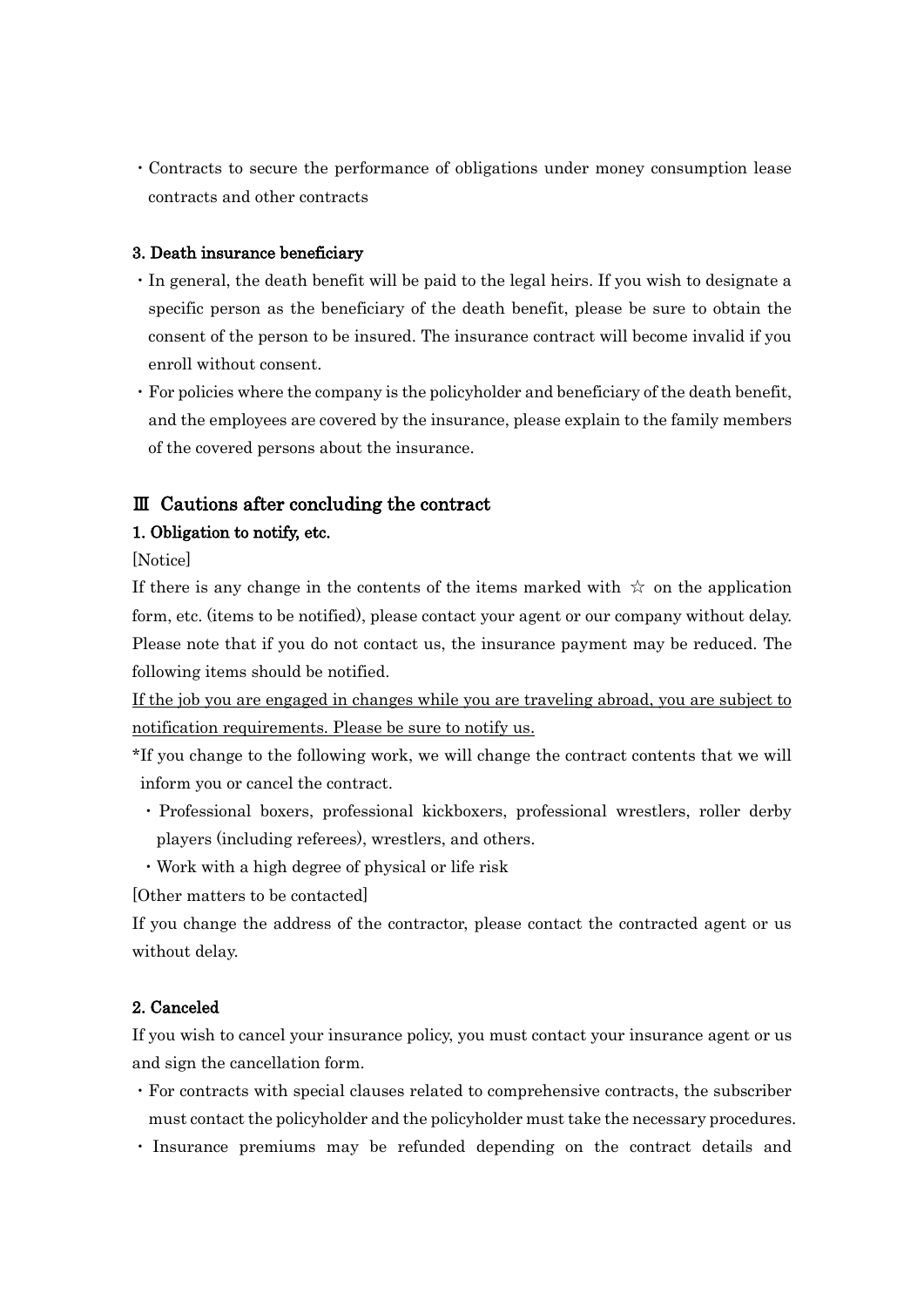・Contracts to secure the performance of obligations under money consumption lease contracts and other contracts

### 3. Death insurance beneficiary

・In general, the death benefit will be paid to the legal heirs. If you wish to designate a specific person as the beneficiary of the death benefit, please be sure to obtain the consent of the person to be insured. The insurance contract will become invalid if you enroll without consent.

・For policies where the company is the policyholder and beneficiary of the death benefit, and the employees are covered by the insurance, please explain to the family members of the covered persons about the insurance.

## Ⅲ Cautions after concluding the contract

### 1. Obligation to notify, etc.

[Notice]

If there is any change in the contents of the items marked with ☆ on the application form, etc. (items to be notified), please contact your agent or our company without delay. Please note that if you do not contact us, the insurance payment may be reduced. The following items should be notified.

<u>If the job you are engaged in changes while you are traveling abroad, you are subject to notification requirements. Please be sure to notify us.</u>

*If you change to the following work, we will change the contract contents that we will inform you or cancel the contract.

・Professional boxers, professional kickboxers, professional wrestlers, roller derby players (including referees), wrestlers, and others.

・Work with a high degree of physical or life risk

[Other matters to be contacted]

If you change the address of the contractor, please contact the contracted agent or us without delay.

### 2. Canceled

If you wish to cancel your insurance policy, you must contact your insurance agent or us and sign the cancellation form.

・For contracts with special clauses related to comprehensive contracts, the subscriber must contact the policyholder and the policyholder must take the necessary procedures.

・Insurance premiums may be refunded depending on the contract details and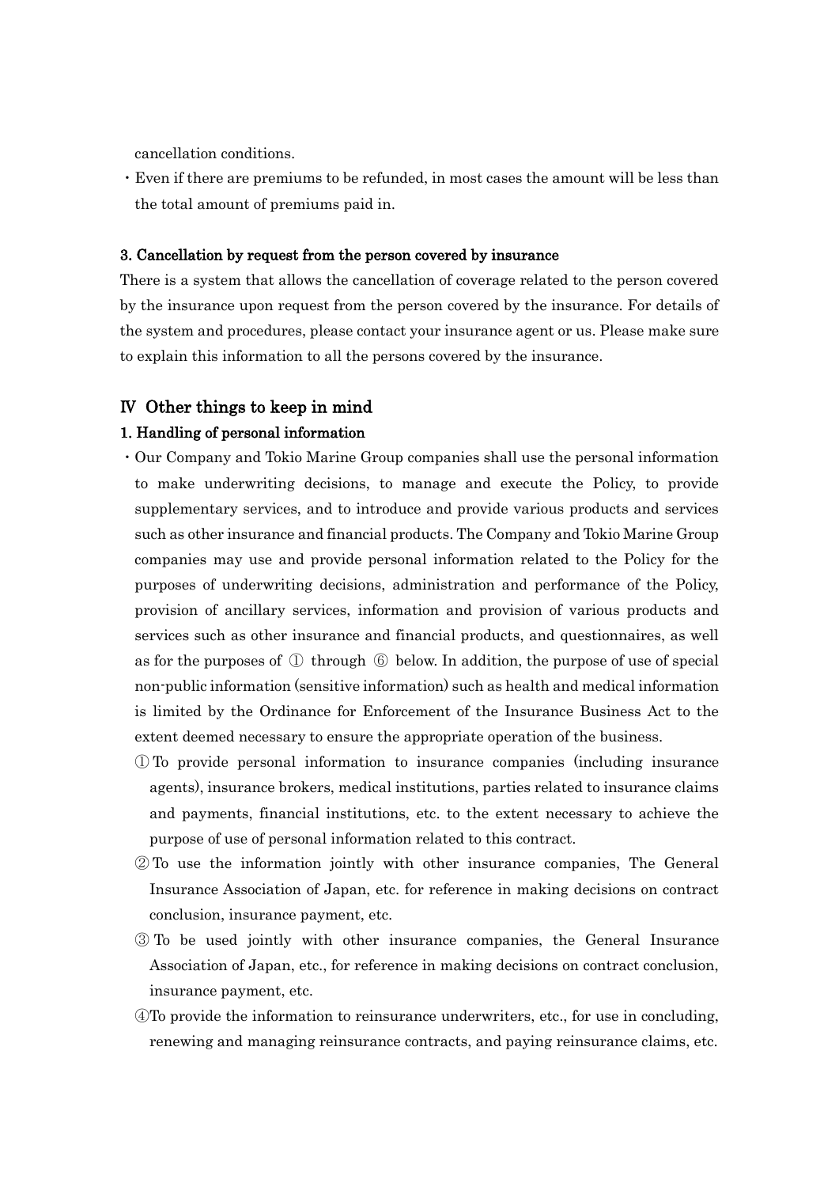cancellation conditions.

・Even if there are premiums to be refunded, in most cases the amount will be less than the total amount of premiums paid in.

### 3. Cancellation by request from the person covered by insurance

There is a system that allows the cancellation of coverage related to the person covered by the insurance upon request from the person covered by the insurance. For details of the system and procedures, please contact your insurance agent or us. Please make sure to explain this information to all the persons covered by the insurance.

## Ⅳ Other things to keep in mind

### 1. Handling of personal information

・Our Company and Tokio Marine Group companies shall use the personal information to make underwriting decisions, to manage and execute the Policy, to provide supplementary services, and to introduce and provide various products and services such as other insurance and financial products. The Company and Tokio Marine Group companies may use and provide personal information related to the Policy for the purposes of underwriting decisions, administration and performance of the Policy, provision of ancillary services, information and provision of various products and services such as other insurance and financial products, and questionnaires, as well as for the purposes of ① through ⑥ below. In addition, the purpose of use of special non-public information (sensitive information) such as health and medical information is limited by the Ordinance for Enforcement of the Insurance Business Act to the extent deemed necessary to ensure the appropriate operation of the business.

① To provide personal information to insurance companies (including insurance agents), insurance brokers, medical institutions, parties related to insurance claims and payments, financial institutions, etc. to the extent necessary to achieve the purpose of use of personal information related to this contract.

② To use the information jointly with other insurance companies, The General Insurance Association of Japan, etc. for reference in making decisions on contract conclusion, insurance payment, etc.

③ To be used jointly with other insurance companies, the General Insurance Association of Japan, etc., for reference in making decisions on contract conclusion, insurance payment, etc.

④To provide the information to reinsurance underwriters, etc., for use in concluding, renewing and managing reinsurance contracts, and paying reinsurance claims, etc.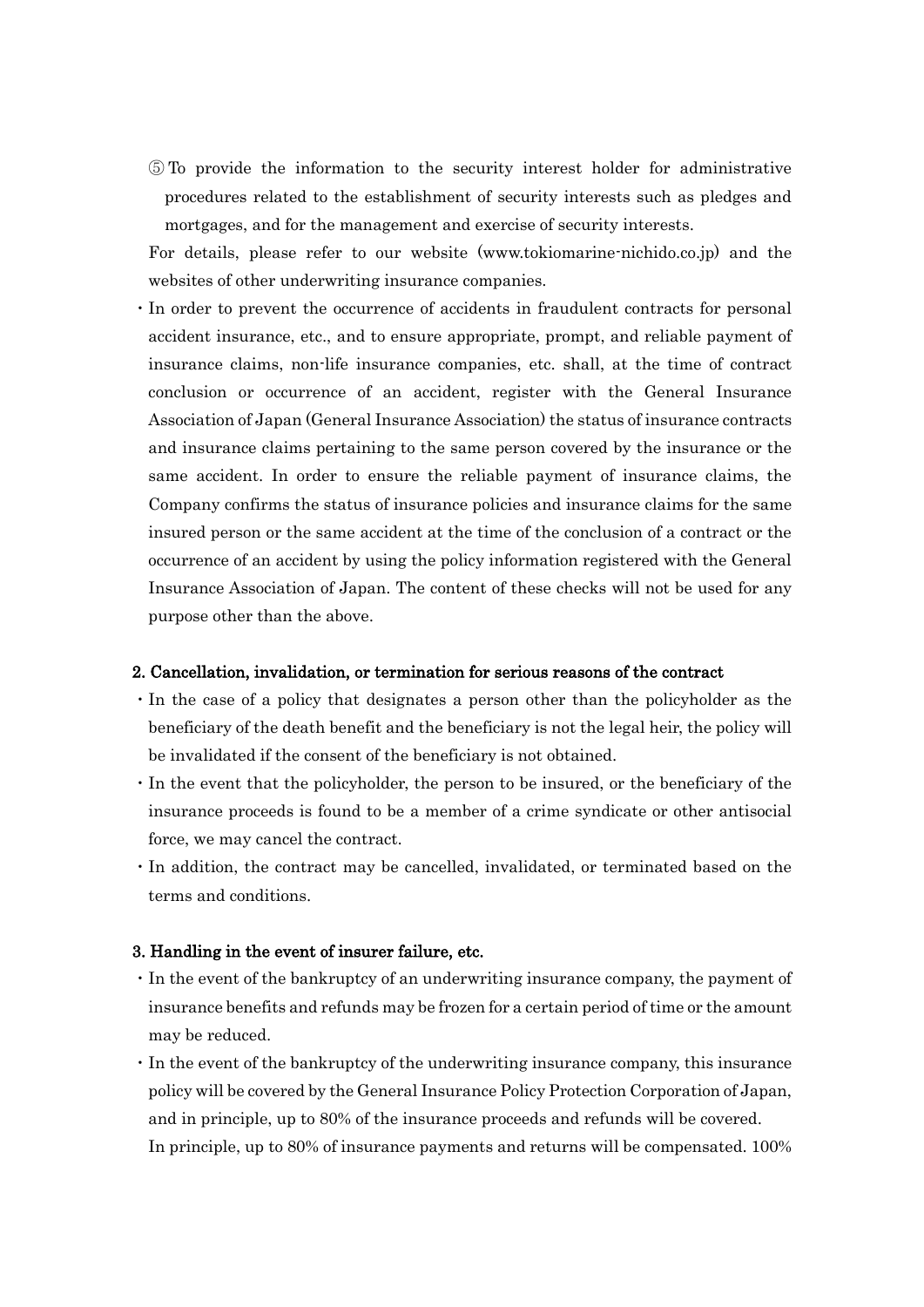⑤ To provide the information to the security interest holder for administrative procedures related to the establishment of security interests such as pledges and mortgages, and for the management and exercise of security interests.

For details, please refer to our website (www.tokiomarine-nichido.co.jp) and the websites of other underwriting insurance companies.

・In order to prevent the occurrence of accidents in fraudulent contracts for personal accident insurance, etc., and to ensure appropriate, prompt, and reliable payment of insurance claims, non-life insurance companies, etc. shall, at the time of contract conclusion or occurrence of an accident, register with the General Insurance Association of Japan (General Insurance Association) the status of insurance contracts and insurance claims pertaining to the same person covered by the insurance or the same accident. In order to ensure the reliable payment of insurance claims, the Company confirms the status of insurance policies and insurance claims for the same insured person or the same accident at the time of the conclusion of a contract or the occurrence of an accident by using the policy information registered with the General Insurance Association of Japan. The content of these checks will not be used for any purpose other than the above.

**2. Cancellation, invalidation, or termination for serious reasons of the contract**

・In the case of a policy that designates a person other than the policyholder as the beneficiary of the death benefit and the beneficiary is not the legal heir, the policy will be invalidated if the consent of the beneficiary is not obtained.

・In the event that the policyholder, the person to be insured, or the beneficiary of the insurance proceeds is found to be a member of a crime syndicate or other antisocial force, we may cancel the contract.

・In addition, the contract may be cancelled, invalidated, or terminated based on the terms and conditions.

**3. Handling in the event of insurer failure, etc.**

・In the event of the bankruptcy of an underwriting insurance company, the payment of insurance benefits and refunds may be frozen for a certain period of time or the amount may be reduced.

・In the event of the bankruptcy of the underwriting insurance company, this insurance policy will be covered by the General Insurance Policy Protection Corporation of Japan, and in principle, up to 80% of the insurance proceeds and refunds will be covered.

In principle, up to 80% of insurance payments and returns will be compensated. 100%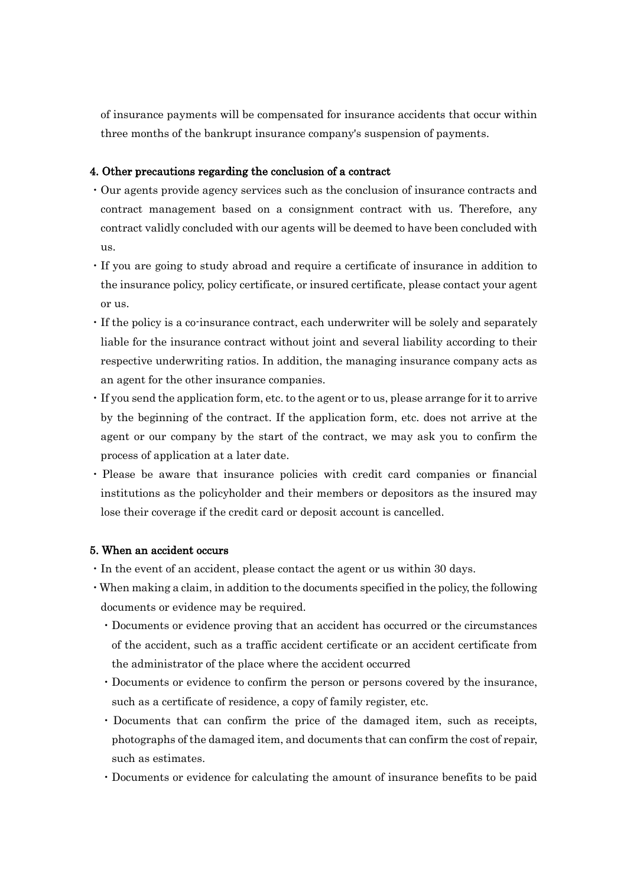of insurance payments will be compensated for insurance accidents that occur within three months of the bankrupt insurance company's suspension of payments.

**4. Other precautions regarding the conclusion of a contract**

- Our agents provide agency services such as the conclusion of insurance contracts and contract management based on a consignment contract with us. Therefore, any contract validly concluded with our agents will be deemed to have been concluded with us.
- If you are going to study abroad and require a certificate of insurance in addition to the insurance policy, policy certificate, or insured certificate, please contact your agent or us.
- If the policy is a co-insurance contract, each underwriter will be solely and separately liable for the insurance contract without joint and several liability according to their respective underwriting ratios. In addition, the managing insurance company acts as an agent for the other insurance companies.
- If you send the application form, etc. to the agent or to us, please arrange for it to arrive by the beginning of the contract. If the application form, etc. does not arrive at the agent or our company by the start of the contract, we may ask you to confirm the process of application at a later date.
- Please be aware that insurance policies with credit card companies or financial institutions as the policyholder and their members or depositors as the insured may lose their coverage if the credit card or deposit account is cancelled.

**5. When an accident occurs**

- In the event of an accident, please contact the agent or us within 30 days.
- When making a claim, in addition to the documents specified in the policy, the following documents or evidence may be required.
  - Documents or evidence proving that an accident has occurred or the circumstances of the accident, such as a traffic accident certificate or an accident certificate from the administrator of the place where the accident occurred
  - Documents or evidence to confirm the person or persons covered by the insurance, such as a certificate of residence, a copy of family register, etc.
  - Documents that can confirm the price of the damaged item, such as receipts, photographs of the damaged item, and documents that can confirm the cost of repair, such as estimates.
  - Documents or evidence for calculating the amount of insurance benefits to be paid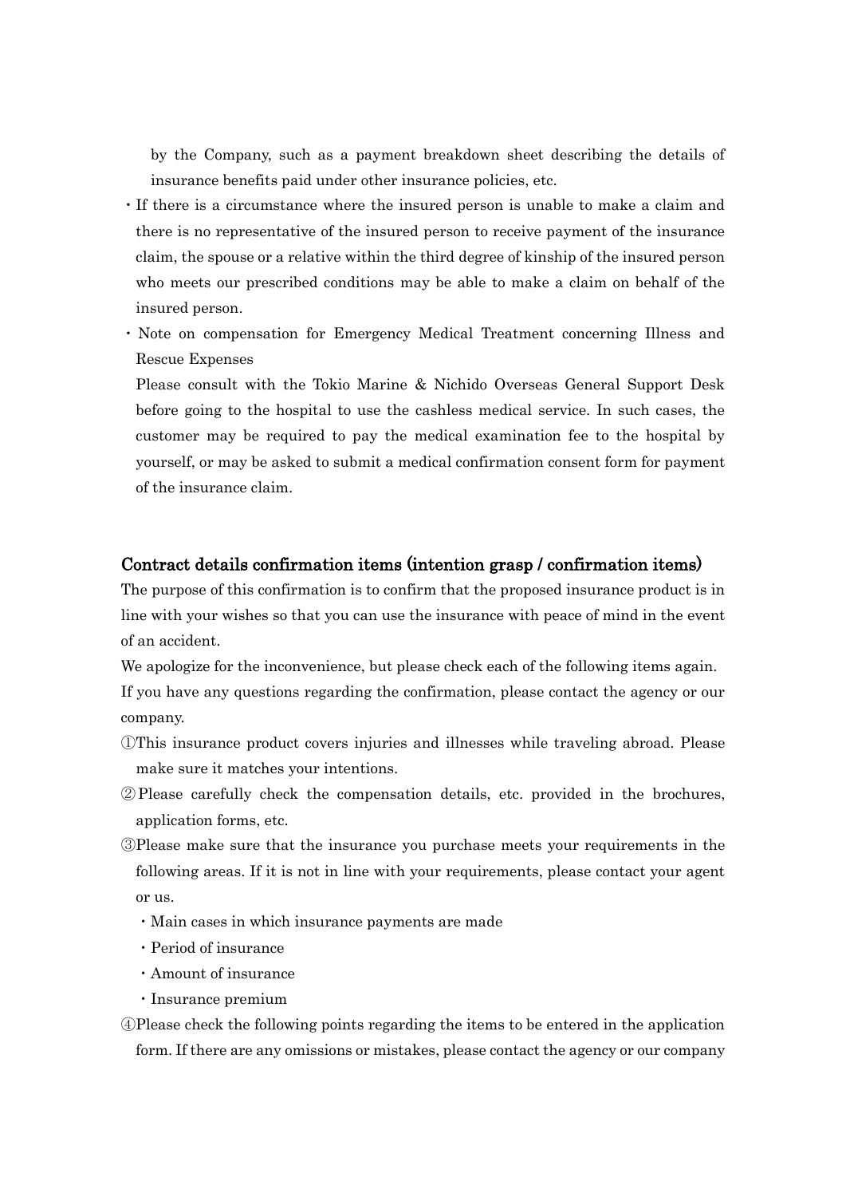by the Company, such as a payment breakdown sheet describing the details of insurance benefits paid under other insurance policies, etc.

・If there is a circumstance where the insured person is unable to make a claim and there is no representative of the insured person to receive payment of the insurance claim, the spouse or a relative within the third degree of kinship of the insured person who meets our prescribed conditions may be able to make a claim on behalf of the insured person.

・Note on compensation for Emergency Medical Treatment concerning Illness and Rescue Expenses

Please consult with the Tokio Marine & Nichido Overseas General Support Desk before going to the hospital to use the cashless medical service. In such cases, the customer may be required to pay the medical examination fee to the hospital by yourself, or may be asked to submit a medical confirmation consent form for payment of the insurance claim.

## Contract details confirmation items (intention grasp / confirmation items)

The purpose of this confirmation is to confirm that the proposed insurance product is in line with your wishes so that you can use the insurance with peace of mind in the event of an accident.

We apologize for the inconvenience, but please check each of the following items again.

If you have any questions regarding the confirmation, please contact the agency or our company.

①This insurance product covers injuries and illnesses while traveling abroad. Please make sure it matches your intentions.

②Please carefully check the compensation details, etc. provided in the brochures, application forms, etc.

③Please make sure that the insurance you purchase meets your requirements in the following areas. If it is not in line with your requirements, please contact your agent or us.

- ・Main cases in which insurance payments are made
- ・Period of insurance
- ・Amount of insurance
- ・Insurance premium

④Please check the following points regarding the items to be entered in the application form. If there are any omissions or mistakes, please contact the agency or our company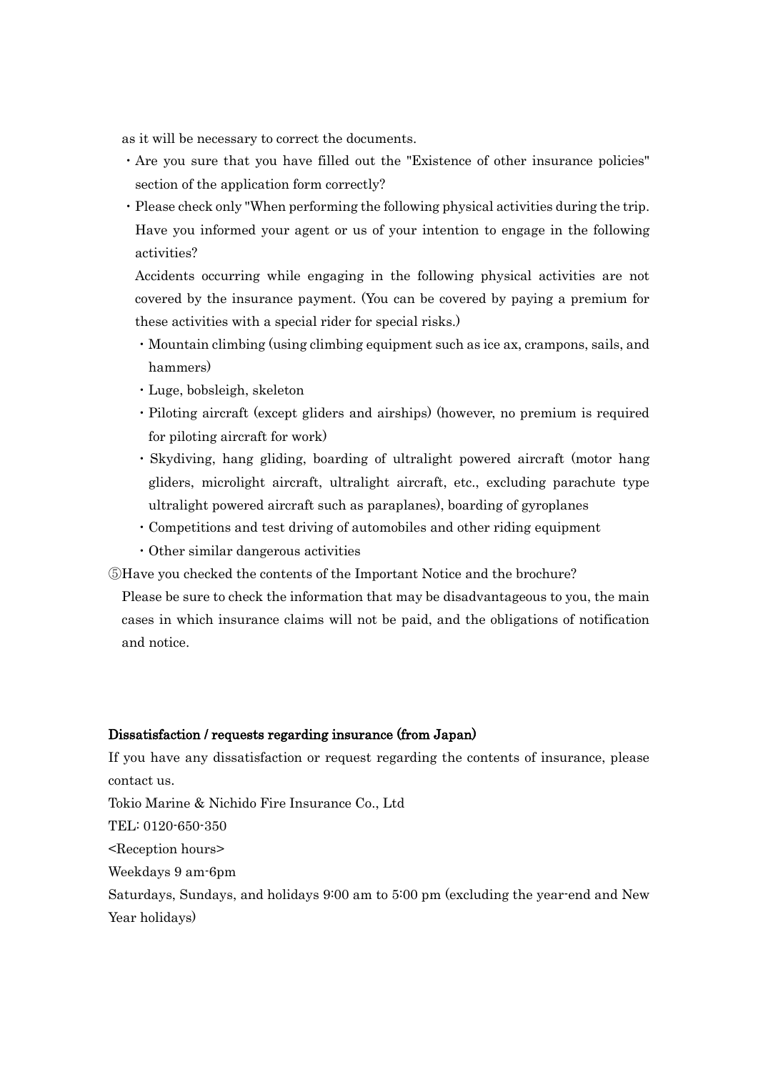as it will be necessary to correct the documents.

- Are you sure that you have filled out the "Existence of other insurance policies" section of the application form correctly?
- Please check only "When performing the following physical activities during the trip. Have you informed your agent or us of your intention to engage in the following activities?

  Accidents occurring while engaging in the following physical activities are not covered by the insurance payment. (You can be covered by paying a premium for these activities with a special rider for special risks.)

  - Mountain climbing (using climbing equipment such as ice ax, crampons, sails, and hammers)
  - Luge, bobsleigh, skeleton
  - Piloting aircraft (except gliders and airships) (however, no premium is required for piloting aircraft for work)
  - Skydiving, hang gliding, boarding of ultralight powered aircraft (motor hang gliders, microlight aircraft, ultralight aircraft, etc., excluding parachute type ultralight powered aircraft such as paraplanes), boarding of gyroplanes
  - Competitions and test driving of automobiles and other riding equipment
  - Other similar dangerous activities

⑤Have you checked the contents of the Important Notice and the brochure?

Please be sure to check the information that may be disadvantageous to you, the main cases in which insurance claims will not be paid, and the obligations of notification and notice.

**Dissatisfaction / requests regarding insurance (from Japan)**

If you have any dissatisfaction or request regarding the contents of insurance, please contact us.

Tokio Marine & Nichido Fire Insurance Co., Ltd

TEL: 0120-650-350

<Reception hours>

Weekdays 9 am-6pm

Saturdays, Sundays, and holidays 9:00 am to 5:00 pm (excluding the year-end and New Year holidays)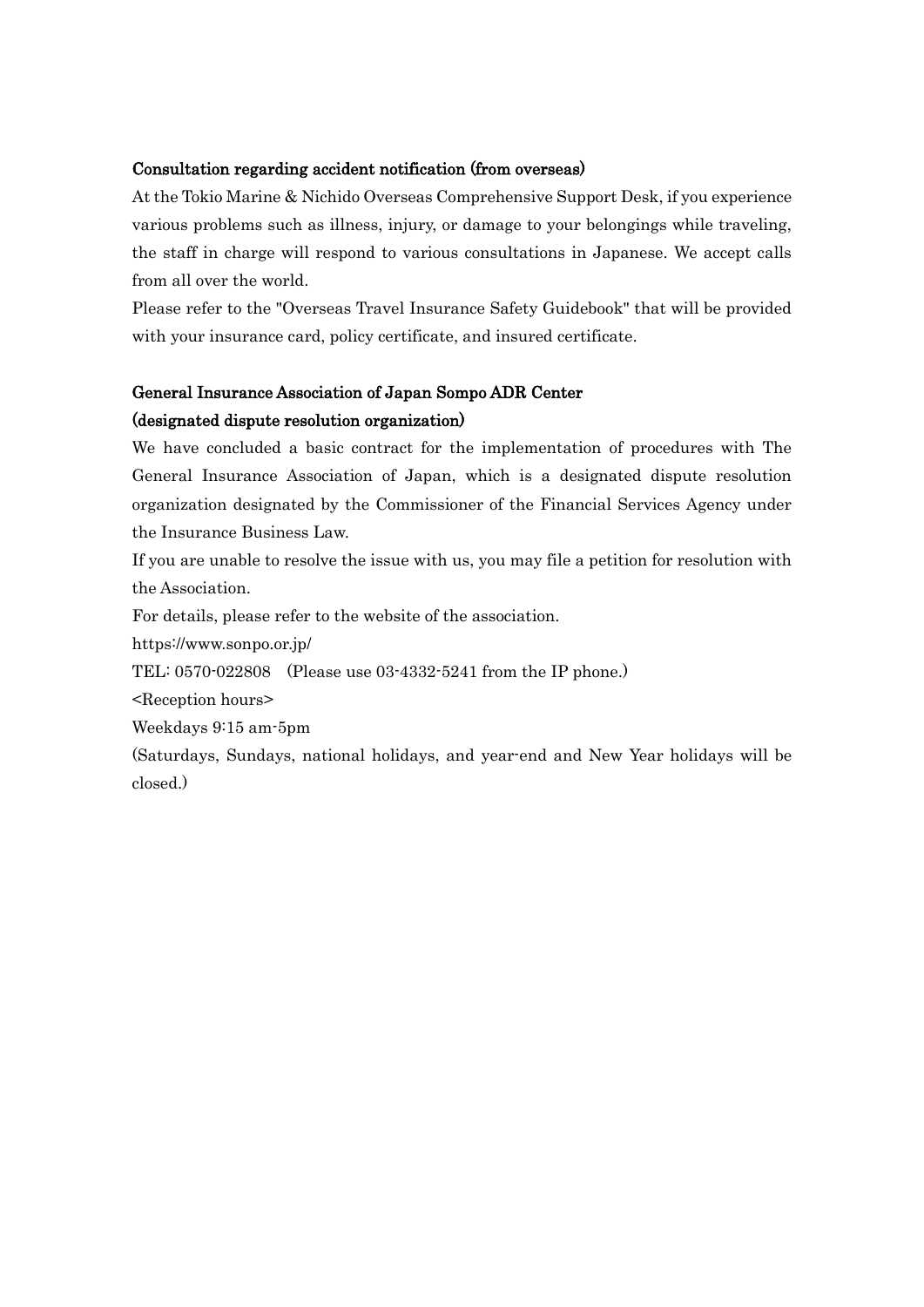### Consultation regarding accident notification (from overseas)

At the Tokio Marine & Nichido Overseas Comprehensive Support Desk, if you experience various problems such as illness, injury, or damage to your belongings while traveling, the staff in charge will respond to various consultations in Japanese. We accept calls from all over the world.

Please refer to the "Overseas Travel Insurance Safety Guidebook" that will be provided with your insurance card, policy certificate, and insured certificate.

### General Insurance Association of Japan Sompo ADR Center (designated dispute resolution organization)

We have concluded a basic contract for the implementation of procedures with The General Insurance Association of Japan, which is a designated dispute resolution organization designated by the Commissioner of the Financial Services Agency under the Insurance Business Law.

If you are unable to resolve the issue with us, you may file a petition for resolution with the Association.

For details, please refer to the website of the association.

https://www.sonpo.or.jp/

TEL: 0570-022808　(Please use 03-4332-5241 from the IP phone.)

<Reception hours>

Weekdays 9:15 am-5pm

(Saturdays, Sundays, national holidays, and year-end and New Year holidays will be closed.)